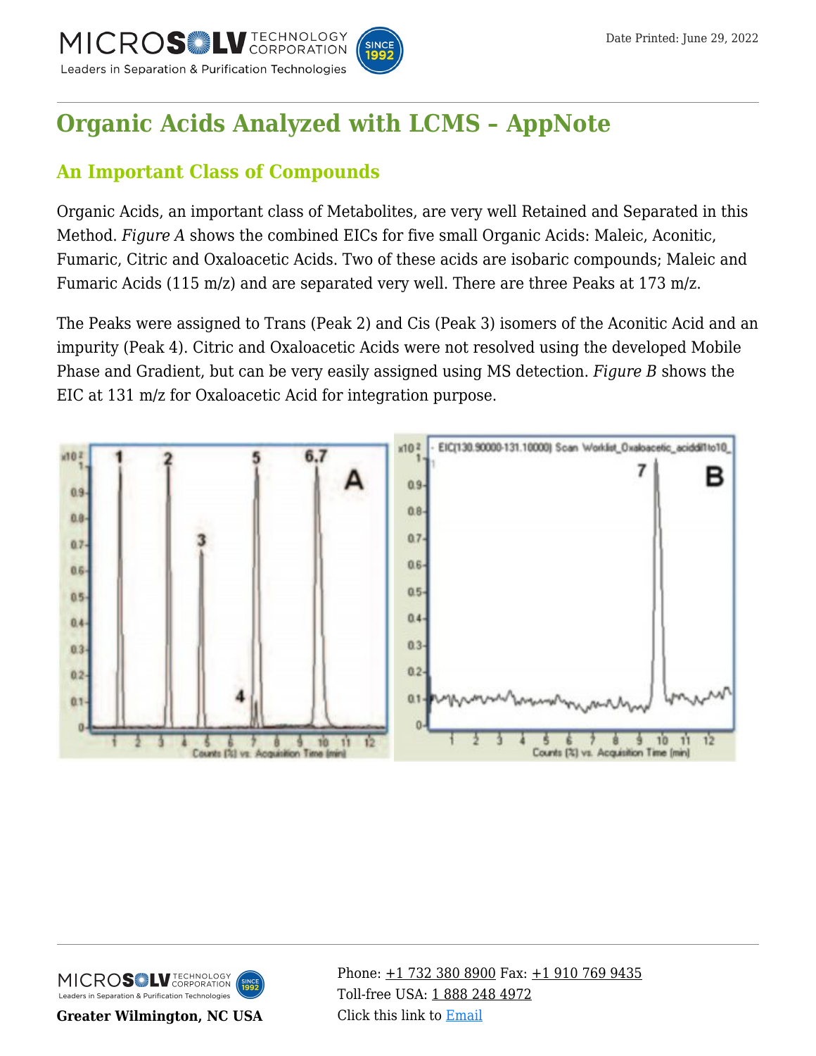# Organic Acids Analyzed with LCMS – AppNote

## An Important Class of Compounds

Organic Acids, an important class of Metabolites, are very well Retained and Separated in this Method. *Figure A* shows the combined EICs for five small Organic Acids: Maleic, Aconitic, Fumaric, Citric and Oxaloacetic Acids. Two of these acids are isobaric compounds; Maleic and Fumaric Acids (115 m/z) and are separated very well. There are three Peaks at 173 m/z.

The Peaks were assigned to Trans (Peak 2) and Cis (Peak 3) isomers of the Aconitic Acid and an impurity (Peak 4). Citric and Oxaloacetic Acids were not resolved using the developed Mobile Phase and Gradient, but can be very easily assigned using MS detection. *Figure B* shows the EIC at 131 m/z for Oxaloacetic Acid for integration purpose.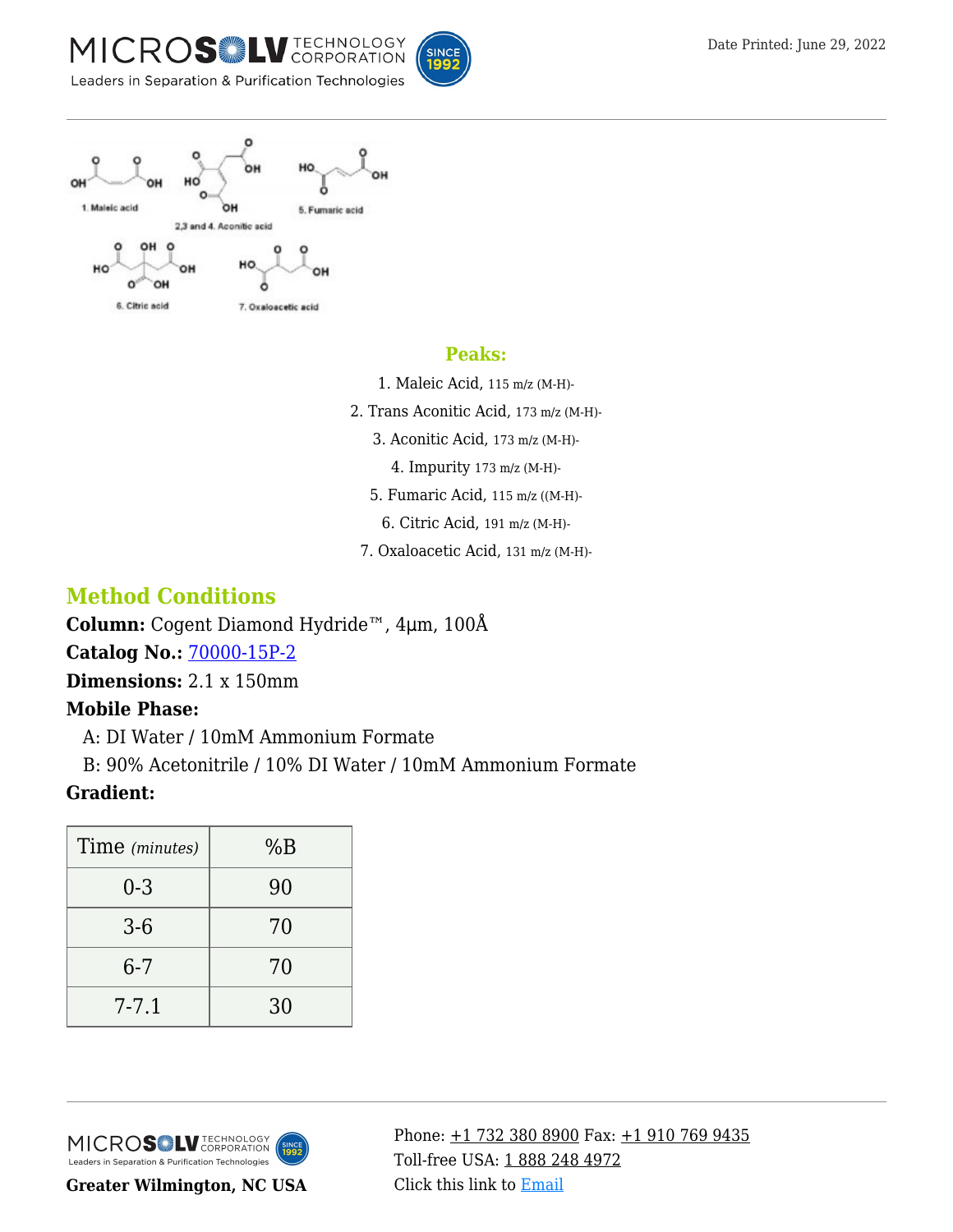1. Maleic acid

2,3 and 4. Aconitic acid

5. Fumaric acid

6. Citric acid

7. Oxaloacetic acid

## Peaks:

1. Maleic Acid, 115 m/z (M-H)-
2. Trans Aconitic Acid, 173 m/z (M-H)-
3. Aconitic Acid, 173 m/z (M-H)-
4. Impurity 173 m/z (M-H)-
5. Fumaric Acid, 115 m/z ((M-H)-
6. Citric Acid, 191 m/z (M-H)-
7. Oxaloacetic Acid, 131 m/z (M-H)-

## Method Conditions

**Column:** Cogent Diamond Hydride™, 4µm, 100Å

**Catalog No.:** 70000-15P-2

**Dimensions:** 2.1 x 150mm

**Mobile Phase:**

A: DI Water / 10mM Ammonium Formate

B: 90% Acetonitrile / 10% DI Water / 10mM Ammonium Formate

**Gradient:**

| Time *(minutes)* | %B |
|---|---|
| 0-3 | 90 |
| 3-6 | 70 |
| 6-7 | 70 |
| 7-7.1 | 30 |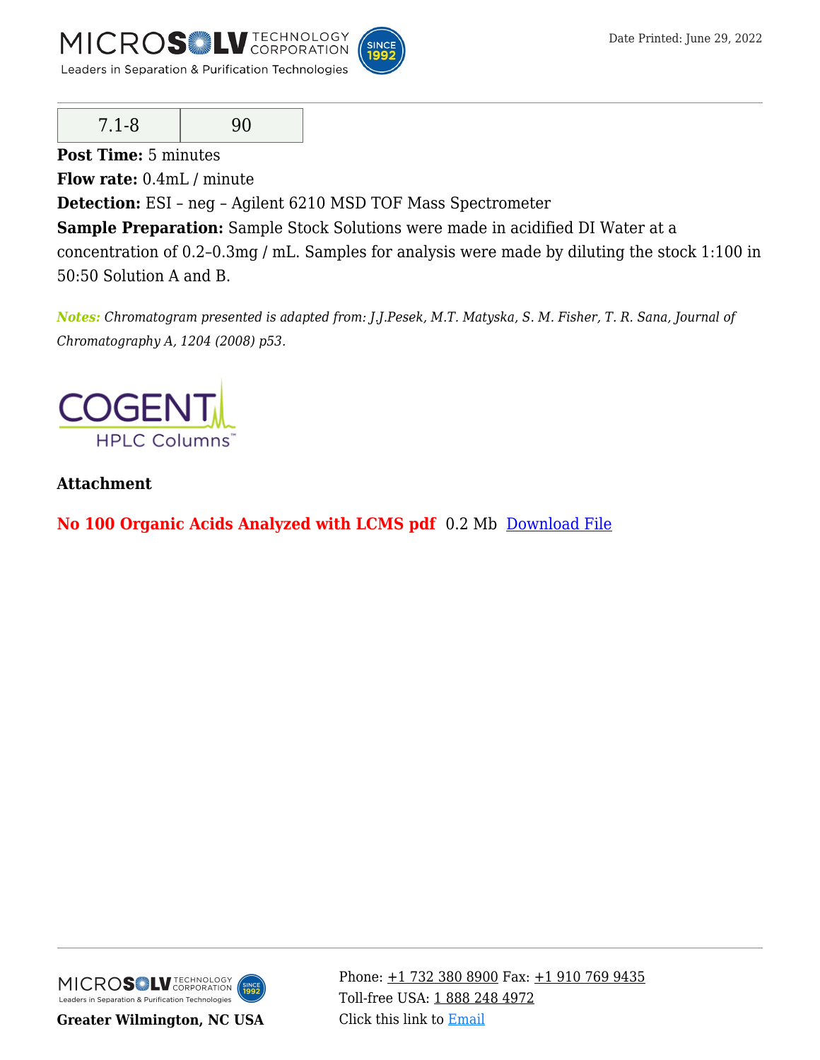| | |
|---|---|
| 7.1-8 | 90 |

**Post Time:** 5 minutes

**Flow rate:** 0.4mL / minute

**Detection:** ESI – neg – Agilent 6210 MSD TOF Mass Spectrometer

**Sample Preparation:** Sample Stock Solutions were made in acidified DI Water at a concentration of 0.2–0.3mg / mL. Samples for analysis were made by diluting the stock 1:100 in 50:50 Solution A and B.

***Notes:*** *Chromatogram presented is adapted from: J.J.Pesek, M.T. Matyska, S. M. Fisher, T. R. Sana, Journal of Chromatography A, 1204 (2008) p53.*

**Attachment**

**No 100 Organic Acids Analyzed with LCMS pdf** 0.2 Mb [Download File]